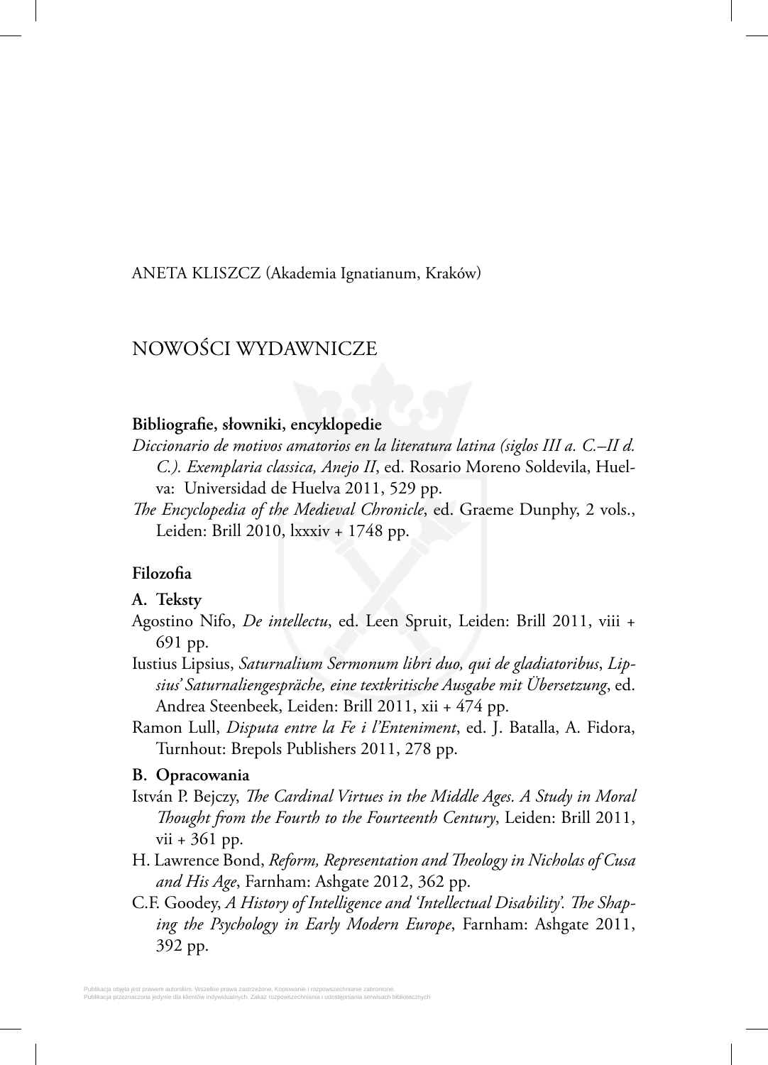ANETA KLISZCZ (Akademia Ignatianum, Kraków)

# NOWOŚCI WYDAWNICZE

## Bibliografie, słowniki, encyklopedie

*Diccionario de motivos amatorios en la literatura latina (siglos III a. C.–II d. C.). Exemplaria classica, Anejo II*, ed. Rosario Moreno Soldevila, Huelva: Universidad de Huelva 2011, 529 pp.

*The Encyclopedia of the Medieval Chronicle*, ed. Graeme Dunphy, 2 vols., Leiden: Brill 2010, lxxxiv + 1748 pp.

## Filozofia

### A. Teksty

Agostino Nifo, *De intellectu*, ed. Leen Spruit, Leiden: Brill 2011, viii + 691 pp.

Iustius Lipsius, *Saturnalium Sermonum libri duo, qui de gladiatoribus*, *Lipsius' Saturnaliengespräche, eine textkritische Ausgabe mit Übersetzung*, ed. Andrea Steenbeek, Leiden: Brill 2011, xii + 474 pp.

Ramon Lull, *Disputa entre la Fe i l'Enteniment*, ed. J. Batalla, A. Fidora, Turnhout: Brepols Publishers 2011, 278 pp.

### B. Opracowania

István P. Bejczy, *The Cardinal Virtues in the Middle Ages. A Study in Moral Thought from the Fourth to the Fourteenth Century*, Leiden: Brill 2011, vii + 361 pp.

H. Lawrence Bond, *Reform, Representation and Theology in Nicholas of Cusa and His Age*, Farnham: Ashgate 2012, 362 pp.

C.F. Goodey, *A History of Intelligence and 'Intellectual Disability'. The Shaping the Psychology in Early Modern Europe*, Farnham: Ashgate 2011, 392 pp.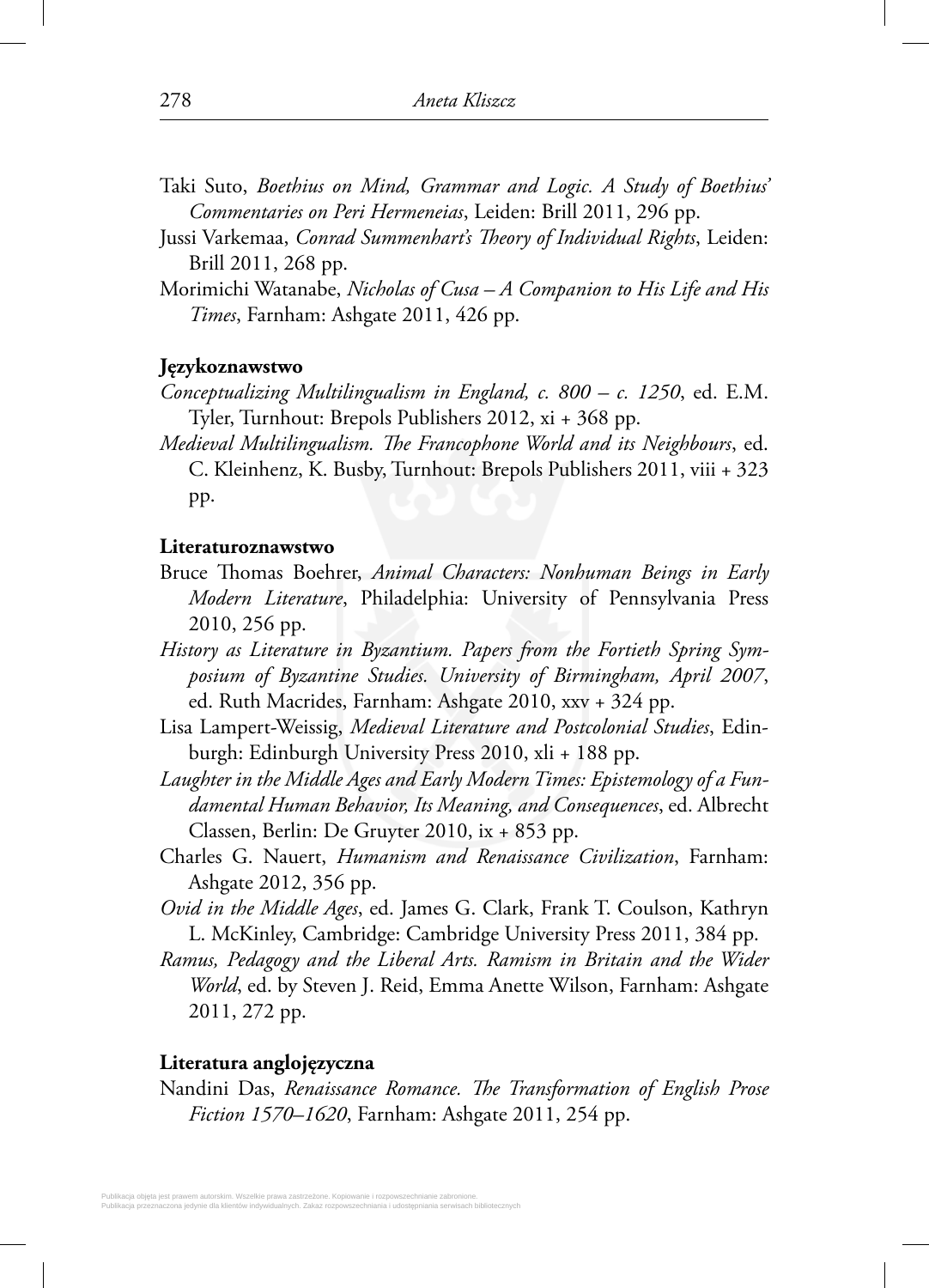Taki Suto, *Boethius on Mind, Grammar and Logic. A Study of Boethius' Commentaries on Peri Hermeneias*, Leiden: Brill 2011, 296 pp.

Jussi Varkemaa, *Conrad Summenhart's Theory of Individual Rights*, Leiden: Brill 2011, 268 pp.

Morimichi Watanabe, *Nicholas of Cusa – A Companion to His Life and His Times*, Farnham: Ashgate 2011, 426 pp.

**Językoznawstwo**

*Conceptualizing Multilingualism in England, c. 800 – c. 1250*, ed. E.M. Tyler, Turnhout: Brepols Publishers 2012, xi + 368 pp.

*Medieval Multilingualism. The Francophone World and its Neighbours*, ed. C. Kleinhenz, K. Busby, Turnhout: Brepols Publishers 2011, viii + 323 pp.

**Literaturoznawstwo**

Bruce Thomas Boehrer, *Animal Characters: Nonhuman Beings in Early Modern Literature*, Philadelphia: University of Pennsylvania Press 2010, 256 pp.

*History as Literature in Byzantium. Papers from the Fortieth Spring Symposium of Byzantine Studies. University of Birmingham, April 2007*, ed. Ruth Macrides, Farnham: Ashgate 2010, xxv + 324 pp.

Lisa Lampert-Weissig, *Medieval Literature and Postcolonial Studies*, Edinburgh: Edinburgh University Press 2010, xli + 188 pp.

*Laughter in the Middle Ages and Early Modern Times: Epistemology of a Fundamental Human Behavior, Its Meaning, and Consequences*, ed. Albrecht Classen, Berlin: De Gruyter 2010, ix + 853 pp.

Charles G. Nauert, *Humanism and Renaissance Civilization*, Farnham: Ashgate 2012, 356 pp.

*Ovid in the Middle Ages*, ed. James G. Clark, Frank T. Coulson, Kathryn L. McKinley, Cambridge: Cambridge University Press 2011, 384 pp.

*Ramus, Pedagogy and the Liberal Arts. Ramism in Britain and the Wider World*, ed. by Steven J. Reid, Emma Anette Wilson, Farnham: Ashgate 2011, 272 pp.

**Literatura anglojęzyczna**

Nandini Das, *Renaissance Romance. The Transformation of English Prose Fiction 1570–1620*, Farnham: Ashgate 2011, 254 pp.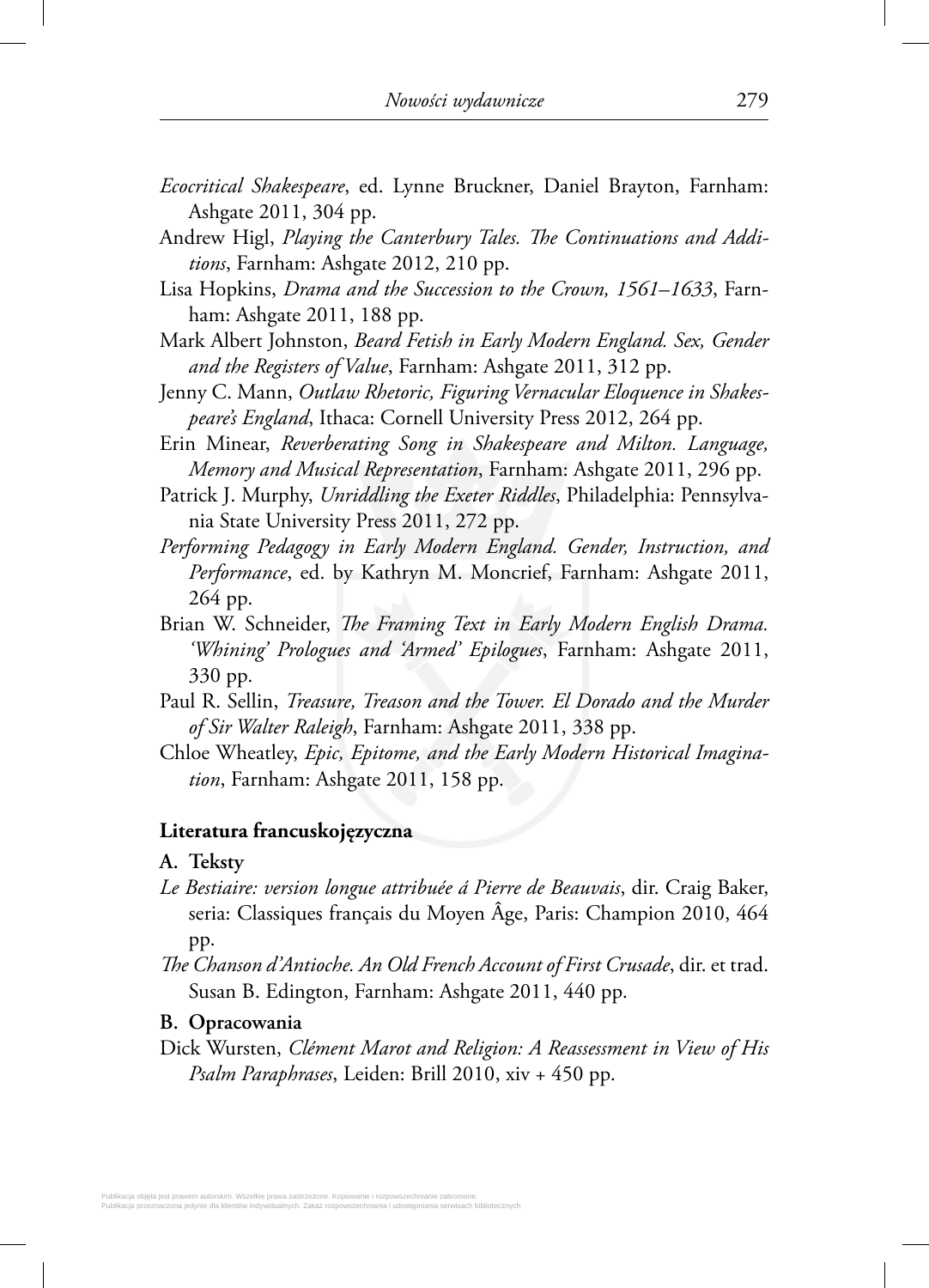*Ecocritical Shakespeare*, ed. Lynne Bruckner, Daniel Brayton, Farnham: Ashgate 2011, 304 pp.

Andrew Higl, *Playing the Canterbury Tales. The Continuations and Additions*, Farnham: Ashgate 2012, 210 pp.

Lisa Hopkins, *Drama and the Succession to the Crown, 1561–1633*, Farnham: Ashgate 2011, 188 pp.

Mark Albert Johnston, *Beard Fetish in Early Modern England. Sex, Gender and the Registers of Value*, Farnham: Ashgate 2011, 312 pp.

Jenny C. Mann, *Outlaw Rhetoric, Figuring Vernacular Eloquence in Shakespeare's England*, Ithaca: Cornell University Press 2012, 264 pp.

Erin Minear, *Reverberating Song in Shakespeare and Milton. Language, Memory and Musical Representation*, Farnham: Ashgate 2011, 296 pp.

Patrick J. Murphy, *Unriddling the Exeter Riddles*, Philadelphia: Pennsylvania State University Press 2011, 272 pp.

*Performing Pedagogy in Early Modern England. Gender, Instruction, and Performance*, ed. by Kathryn M. Moncrief, Farnham: Ashgate 2011, 264 pp.

Brian W. Schneider, *The Framing Text in Early Modern English Drama. 'Whining' Prologues and 'Armed' Epilogues*, Farnham: Ashgate 2011, 330 pp.

Paul R. Sellin, *Treasure, Treason and the Tower. El Dorado and the Murder of Sir Walter Raleigh*, Farnham: Ashgate 2011, 338 pp.

Chloe Wheatley, *Epic, Epitome, and the Early Modern Historical Imagination*, Farnham: Ashgate 2011, 158 pp.

## Literatura francuskojęzyczna

### A. Teksty

*Le Bestiaire: version longue attribuée á Pierre de Beauvais*, dir. Craig Baker, seria: Classiques français du Moyen Âge, Paris: Champion 2010, 464 pp.

*The Chanson d'Antioche. An Old French Account of First Crusade*, dir. et trad. Susan B. Edington, Farnham: Ashgate 2011, 440 pp.

### B. Opracowania

Dick Wursten, *Clément Marot and Religion: A Reassessment in View of His Psalm Paraphrases*, Leiden: Brill 2010, xiv + 450 pp.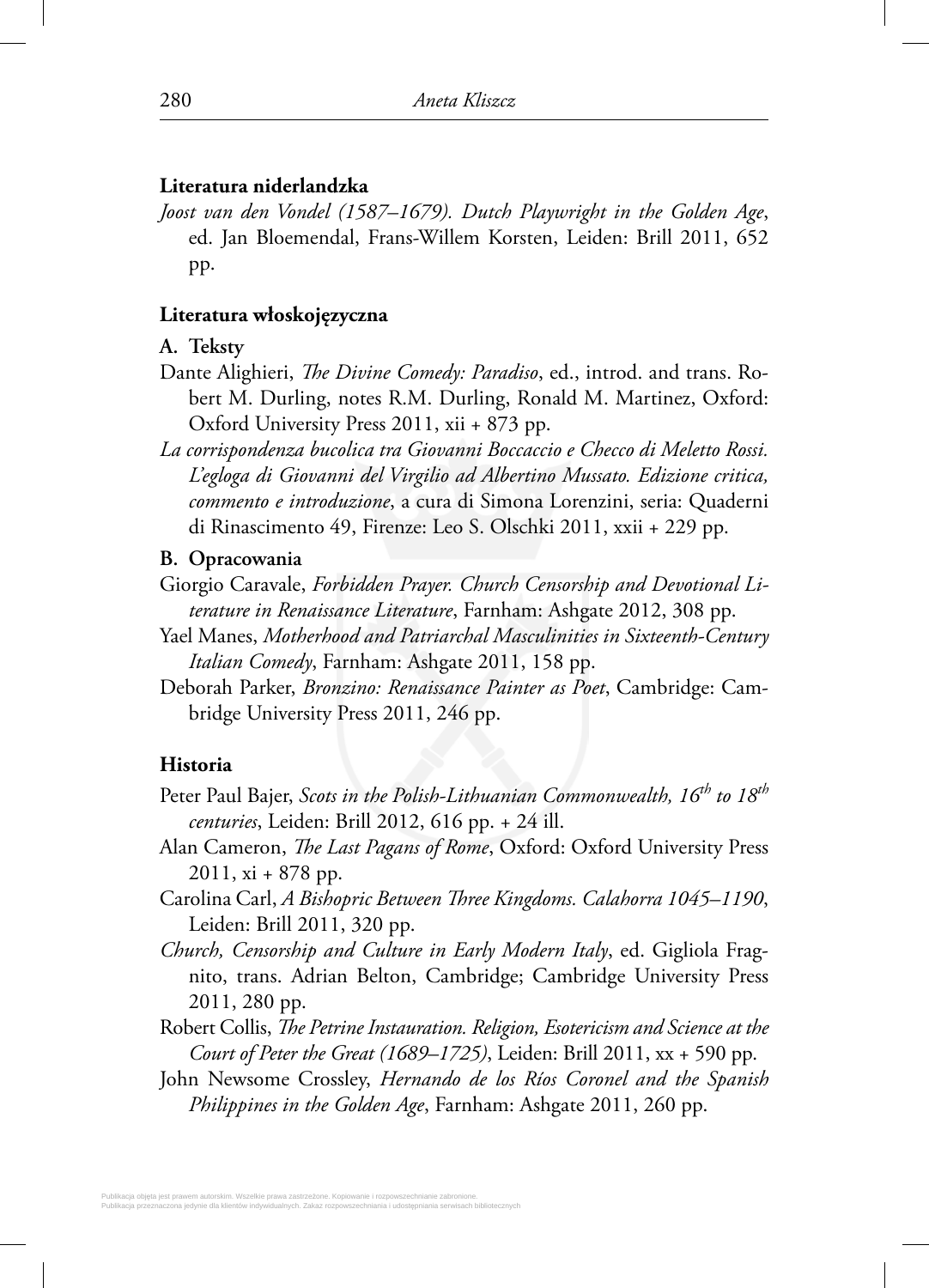### Literatura niderlandzka

*Joost van den Vondel (1587–1679). Dutch Playwright in the Golden Age*, ed. Jan Bloemendal, Frans-Willem Korsten, Leiden: Brill 2011, 652 pp.

### Literatura włoskojęzyczna

**A. Teksty**

Dante Alighieri, *The Divine Comedy: Paradiso*, ed., introd. and trans. Robert M. Durling, notes R.M. Durling, Ronald M. Martinez, Oxford: Oxford University Press 2011, xii + 873 pp.

*La corrispondenza bucolica tra Giovanni Boccaccio e Checco di Meletto Rossi. L'egloga di Giovanni del Virgilio ad Albertino Mussato. Edizione critica, commento e introduzione*, a cura di Simona Lorenzini, seria: Quaderni di Rinascimento 49, Firenze: Leo S. Olschki 2011, xxii + 229 pp.

**B. Opracowania**

Giorgio Caravale, *Forbidden Prayer. Church Censorship and Devotional Literature in Renaissance Literature*, Farnham: Ashgate 2012, 308 pp.

Yael Manes, *Motherhood and Patriarchal Masculinities in Sixteenth-Century Italian Comedy*, Farnham: Ashgate 2011, 158 pp.

Deborah Parker, *Bronzino: Renaissance Painter as Poet*, Cambridge: Cambridge University Press 2011, 246 pp.

### Historia

Peter Paul Bajer, *Scots in the Polish-Lithuanian Commonwealth, 16th to 18th centuries*, Leiden: Brill 2012, 616 pp. + 24 ill.

Alan Cameron, *The Last Pagans of Rome*, Oxford: Oxford University Press 2011, xi + 878 pp.

Carolina Carl, *A Bishopric Between Three Kingdoms. Calahorra 1045–1190*, Leiden: Brill 2011, 320 pp.

*Church, Censorship and Culture in Early Modern Italy*, ed. Gigliola Fragnito, trans. Adrian Belton, Cambridge; Cambridge University Press 2011, 280 pp.

Robert Collis, *The Petrine Instauration. Religion, Esotericism and Science at the Court of Peter the Great (1689–1725)*, Leiden: Brill 2011, xx + 590 pp.

John Newsome Crossley, *Hernando de los Ríos Coronel and the Spanish Philippines in the Golden Age*, Farnham: Ashgate 2011, 260 pp.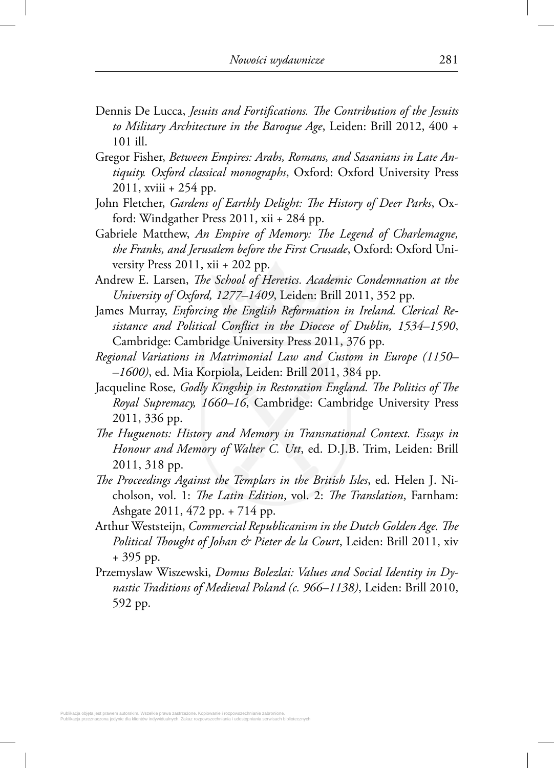Dennis De Lucca, *Jesuits and Fortifications. The Contribution of the Jesuits to Military Architecture in the Baroque Age*, Leiden: Brill 2012, 400 + 101 ill.

Gregor Fisher, *Between Empires: Arabs, Romans, and Sasanians in Late Antiquity. Oxford classical monographs*, Oxford: Oxford University Press 2011, xviii + 254 pp.

John Fletcher, *Gardens of Earthly Delight: The History of Deer Parks*, Oxford: Windgather Press 2011, xii + 284 pp.

Gabriele Matthew, *An Empire of Memory: The Legend of Charlemagne, the Franks, and Jerusalem before the First Crusade*, Oxford: Oxford University Press 2011, xii + 202 pp.

Andrew E. Larsen, *The School of Heretics. Academic Condemnation at the University of Oxford, 1277–1409*, Leiden: Brill 2011, 352 pp.

James Murray, *Enforcing the English Reformation in Ireland. Clerical Resistance and Political Conflict in the Diocese of Dublin, 1534–1590*, Cambridge: Cambridge University Press 2011, 376 pp.

*Regional Variations in Matrimonial Law and Custom in Europe (1150––1600)*, ed. Mia Korpiola, Leiden: Brill 2011, 384 pp.

Jacqueline Rose, *Godly Kingship in Restoration England. The Politics of The Royal Supremacy, 1660–16*, Cambridge: Cambridge University Press 2011, 336 pp.

*The Huguenots: History and Memory in Transnational Context. Essays in Honour and Memory of Walter C. Utt*, ed. D.J.B. Trim, Leiden: Brill 2011, 318 pp.

*The Proceedings Against the Templars in the British Isles*, ed. Helen J. Nicholson, vol. 1: *The Latin Edition*, vol. 2: *The Translation*, Farnham: Ashgate 2011, 472 pp. + 714 pp.

Arthur Weststeijn, *Commercial Republicanism in the Dutch Golden Age. The Political Thought of Johan & Pieter de la Court*, Leiden: Brill 2011, xiv + 395 pp.

Przemyslaw Wiszewski, *Domus Bolezlai: Values and Social Identity in Dynastic Traditions of Medieval Poland (c. 966–1138)*, Leiden: Brill 2010, 592 pp.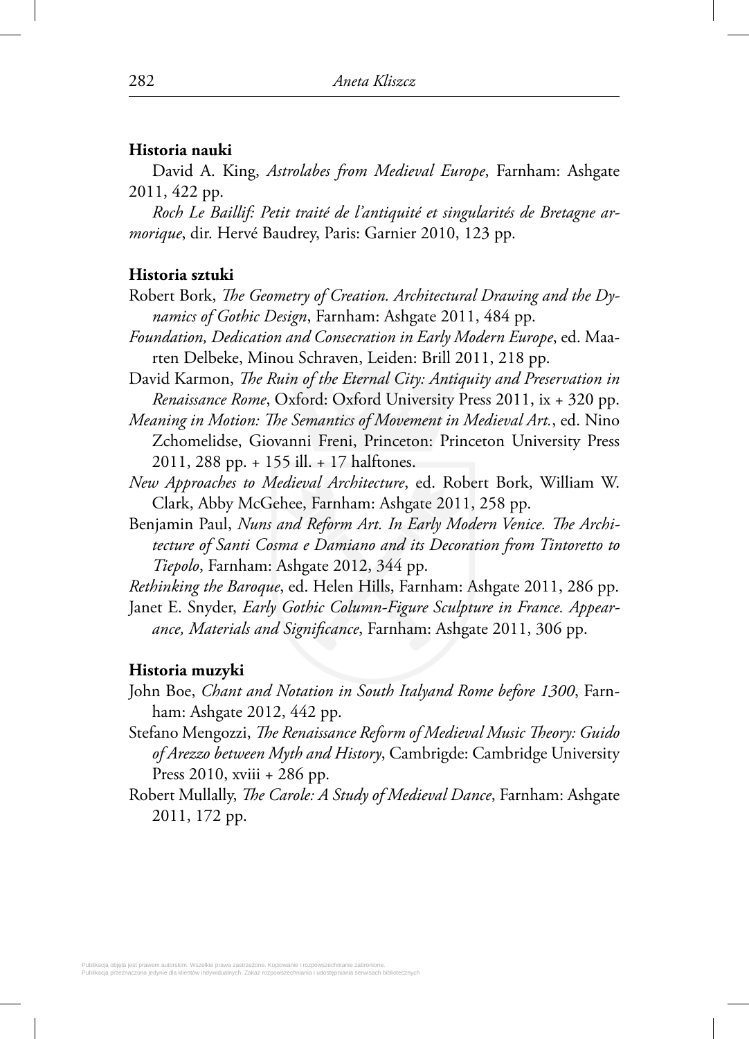**Historia nauki**

David A. King, *Astrolabes from Medieval Europe*, Farnham: Ashgate 2011, 422 pp.

*Roch Le Baillif: Petit traité de l'antiquité et singularités de Bretagne armorique*, dir. Hervé Baudrey, Paris: Garnier 2010, 123 pp.

**Historia sztuki**

Robert Bork, *The Geometry of Creation. Architectural Drawing and the Dynamics of Gothic Design*, Farnham: Ashgate 2011, 484 pp.

*Foundation, Dedication and Consecration in Early Modern Europe*, ed. Maarten Delbeke, Minou Schraven, Leiden: Brill 2011, 218 pp.

David Karmon, *The Ruin of the Eternal City: Antiquity and Preservation in Renaissance Rome*, Oxford: Oxford University Press 2011, ix + 320 pp.

*Meaning in Motion: The Semantics of Movement in Medieval Art.*, ed. Nino Zchomelidse, Giovanni Freni, Princeton: Princeton University Press 2011, 288 pp. + 155 ill. + 17 halftones.

*New Approaches to Medieval Architecture*, ed. Robert Bork, William W. Clark, Abby McGehee, Farnham: Ashgate 2011, 258 pp.

Benjamin Paul, *Nuns and Reform Art. In Early Modern Venice. The Architecture of Santi Cosma e Damiano and its Decoration from Tintoretto to Tiepolo*, Farnham: Ashgate 2012, 344 pp.

*Rethinking the Baroque*, ed. Helen Hills, Farnham: Ashgate 2011, 286 pp.

Janet E. Snyder, *Early Gothic Column-Figure Sculpture in France. Appearance, Materials and Significance*, Farnham: Ashgate 2011, 306 pp.

**Historia muzyki**

John Boe, *Chant and Notation in South Italyand Rome before 1300*, Farnham: Ashgate 2012, 442 pp.

Stefano Mengozzi, *The Renaissance Reform of Medieval Music Theory: Guido of Arezzo between Myth and History*, Cambrigde: Cambridge University Press 2010, xviii + 286 pp.

Robert Mullally, *The Carole: A Study of Medieval Dance*, Farnham: Ashgate 2011, 172 pp.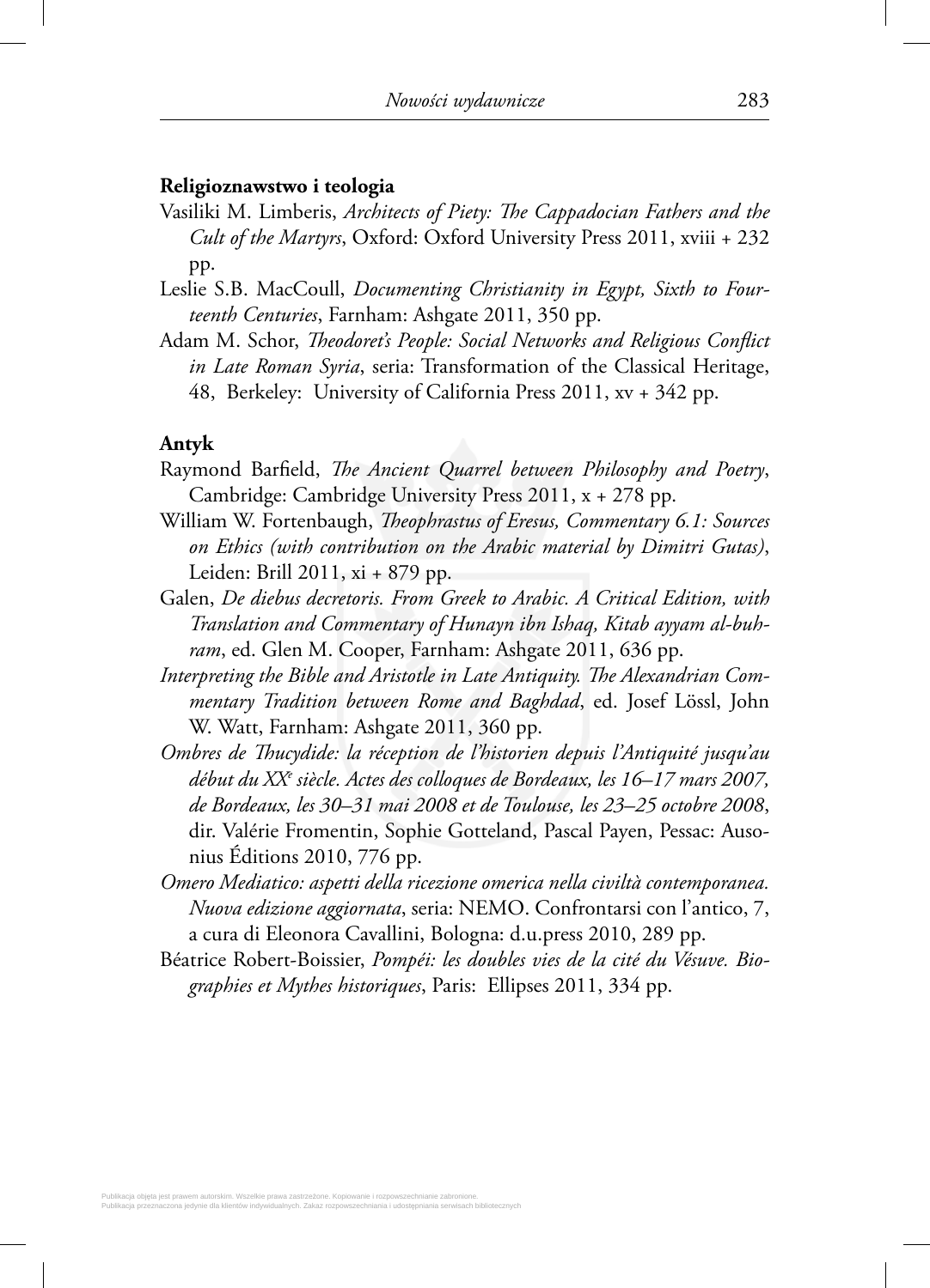**Religioznawstwo i teologia**

Vasiliki M. Limberis, *Architects of Piety: The Cappadocian Fathers and the Cult of the Martyrs*, Oxford: Oxford University Press 2011, xviii + 232 pp.

Leslie S.B. MacCoull, *Documenting Christianity in Egypt, Sixth to Fourteenth Centuries*, Farnham: Ashgate 2011, 350 pp.

Adam M. Schor, *Theodoret's People: Social Networks and Religious Conflict in Late Roman Syria*, seria: Transformation of the Classical Heritage, 48, Berkeley: University of California Press 2011, xv + 342 pp.

**Antyk**

Raymond Barfield, *The Ancient Quarrel between Philosophy and Poetry*, Cambridge: Cambridge University Press 2011, x + 278 pp.

William W. Fortenbaugh, *Theophrastus of Eresus, Commentary 6.1: Sources on Ethics (with contribution on the Arabic material by Dimitri Gutas)*, Leiden: Brill 2011, xi + 879 pp.

Galen, *De diebus decretoris. From Greek to Arabic. A Critical Edition, with Translation and Commentary of Hunayn ibn Ishaq, Kitab ayyam al-buhram*, ed. Glen M. Cooper, Farnham: Ashgate 2011, 636 pp.

*Interpreting the Bible and Aristotle in Late Antiquity. The Alexandrian Commentary Tradition between Rome and Baghdad*, ed. Josef Lössl, John W. Watt, Farnham: Ashgate 2011, 360 pp.

*Ombres de Thucydide: la réception de l'historien depuis l'Antiquité jusqu'au début du XX[e] siècle. Actes des colloques de Bordeaux, les 16–17 mars 2007, de Bordeaux, les 30–31 mai 2008 et de Toulouse, les 23–25 octobre 2008*, dir. Valérie Fromentin, Sophie Gotteland, Pascal Payen, Pessac: Ausonius Éditions 2010, 776 pp.

*Omero Mediatico: aspetti della ricezione omerica nella civiltà contemporanea. Nuova edizione aggiornata*, seria: NEMO. Confrontarsi con l'antico, 7, a cura di Eleonora Cavallini, Bologna: d.u.press 2010, 289 pp.

Béatrice Robert-Boissier, *Pompéi: les doubles vies de la cité du Vésuve. Biographies et Mythes historiques*, Paris: Ellipses 2011, 334 pp.